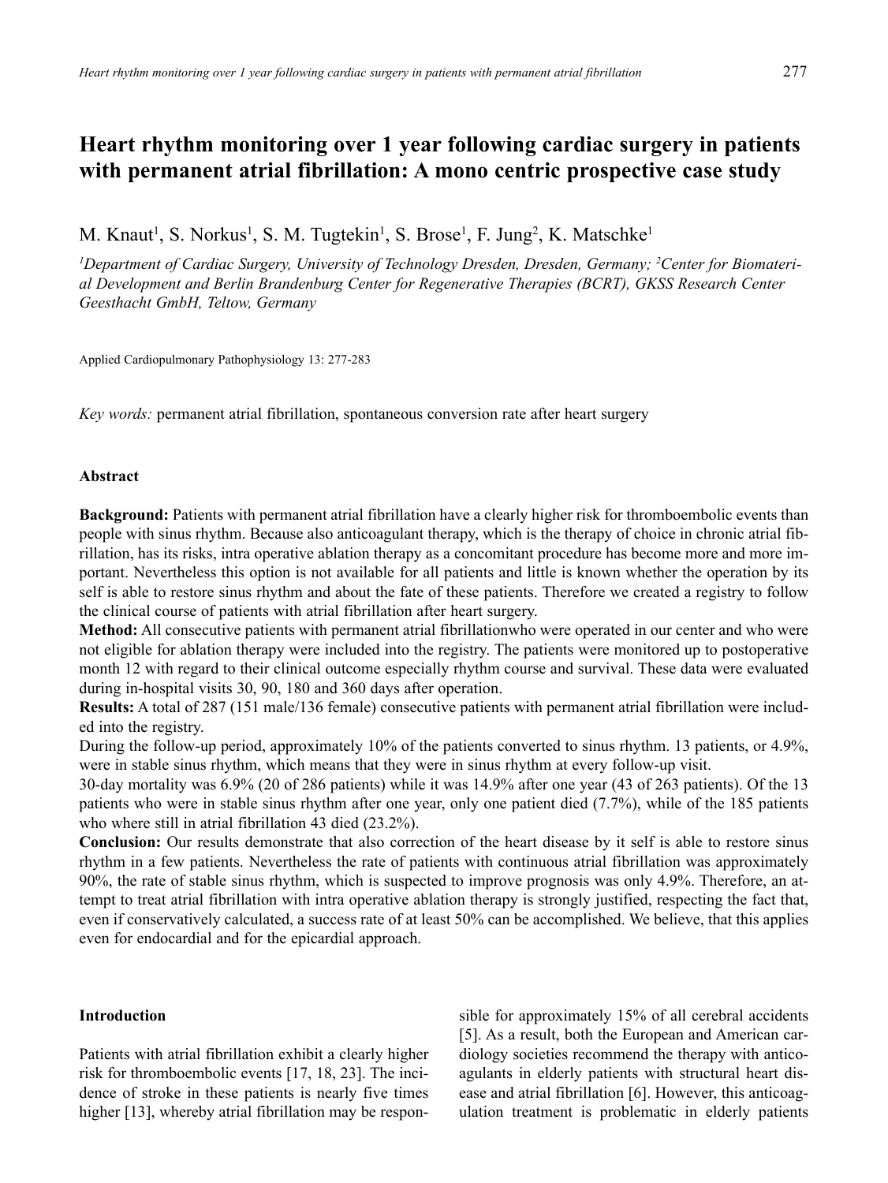# Heart rhythm monitoring over 1 year following cardiac surgery in patients with permanent atrial fibrillation: A mono centric prospective case study

M. Knaut[1], S. Norkus[1], S. M. Tugtekin[1], S. Brose[1], F. Jung[2], K. Matschke[1]

[1]Department of Cardiac Surgery, University of Technology Dresden, Dresden, Germany; [2]Center for Biomaterial Development and Berlin Brandenburg Center for Regenerative Therapies (BCRT), GKSS Research Center Geesthacht GmbH, Teltow, Germany

Applied Cardiopulmonary Pathophysiology 13: 277-283

*Key words:* permanent atrial fibrillation, spontaneous conversion rate after heart surgery

## Abstract

**Background:** Patients with permanent atrial fibrillation have a clearly higher risk for thromboembolic events than people with sinus rhythm. Because also anticoagulant therapy, which is the therapy of choice in chronic atrial fibrillation, has its risks, intra operative ablation therapy as a concomitant procedure has become more and more important. Nevertheless this option is not available for all patients and little is known whether the operation by its self is able to restore sinus rhythm and about the fate of these patients. Therefore we created a registry to follow the clinical course of patients with atrial fibrillation after heart surgery.

**Method:** All consecutive patients with permanent atrial fibrillationwho were operated in our center and who were not eligible for ablation therapy were included into the registry. The patients were monitored up to postoperative month 12 with regard to their clinical outcome especially rhythm course and survival. These data were evaluated during in-hospital visits 30, 90, 180 and 360 days after operation.

**Results:** A total of 287 (151 male/136 female) consecutive patients with permanent atrial fibrillation were included into the registry.

During the follow-up period, approximately 10% of the patients converted to sinus rhythm. 13 patients, or 4.9%, were in stable sinus rhythm, which means that they were in sinus rhythm at every follow-up visit.

30-day mortality was 6.9% (20 of 286 patients) while it was 14.9% after one year (43 of 263 patients). Of the 13 patients who were in stable sinus rhythm after one year, only one patient died (7.7%), while of the 185 patients who where still in atrial fibrillation 43 died (23.2%).

**Conclusion:** Our results demonstrate that also correction of the heart disease by it self is able to restore sinus rhythm in a few patients. Nevertheless the rate of patients with continuous atrial fibrillation was approximately 90%, the rate of stable sinus rhythm, which is suspected to improve prognosis was only 4.9%. Therefore, an attempt to treat atrial fibrillation with intra operative ablation therapy is strongly justified, respecting the fact that, even if conservatively calculated, a success rate of at least 50% can be accomplished. We believe, that this applies even for endocardial and for the epicardial approach.

## Introduction

Patients with atrial fibrillation exhibit a clearly higher risk for thromboembolic events [17, 18, 23]. The incidence of stroke in these patients is nearly five times higher [13], whereby atrial fibrillation may be responsible for approximately 15% of all cerebral accidents [5]. As a result, both the European and American cardiology societies recommend the therapy with anticoagulants in elderly patients with structural heart disease and atrial fibrillation [6]. However, this anticoagulation treatment is problematic in elderly patients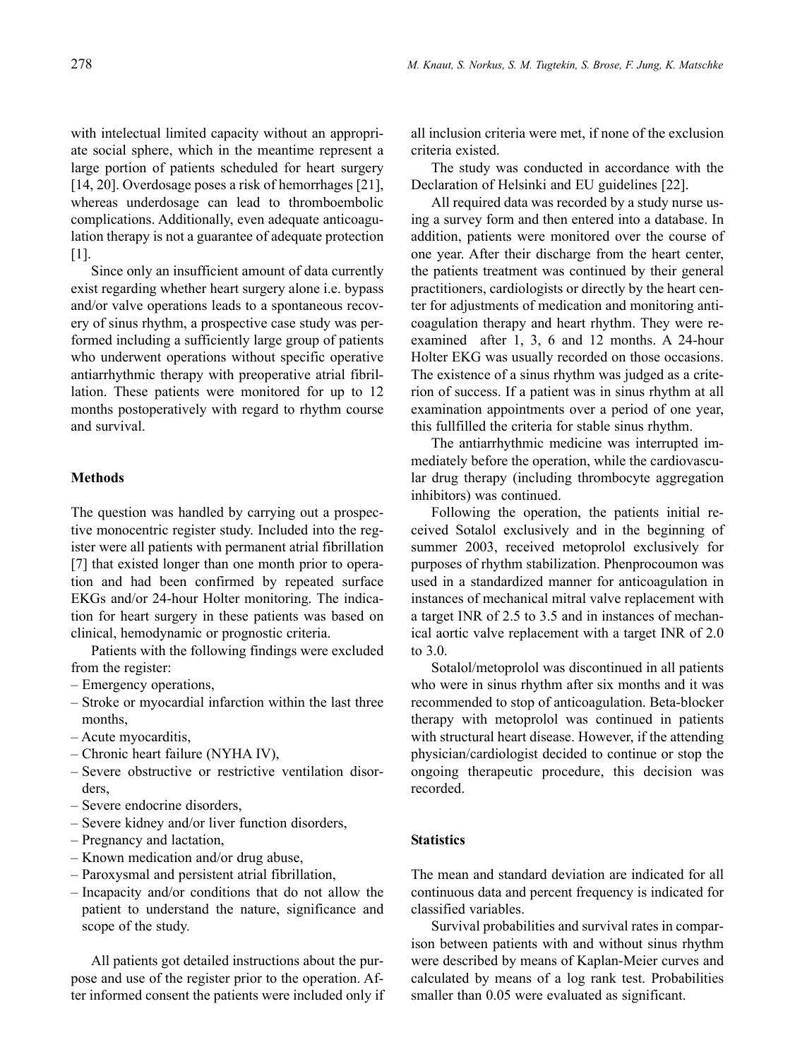with intelectual limited capacity without an appropriate social sphere, which in the meantime represent a large portion of patients scheduled for heart surgery [14, 20]. Overdosage poses a risk of hemorrhages [21], whereas underdosage can lead to thromboembolic complications. Additionally, even adequate anticoagulation therapy is not a guarantee of adequate protection [1].

Since only an insufficient amount of data currently exist regarding whether heart surgery alone i.e. bypass and/or valve operations leads to a spontaneous recovery of sinus rhythm, a prospective case study was performed including a sufficiently large group of patients who underwent operations without specific operative antiarrhythmic therapy with preoperative atrial fibrillation. These patients were monitored for up to 12 months postoperatively with regard to rhythm course and survival.

## Methods

The question was handled by carrying out a prospective monocentric register study. Included into the register were all patients with permanent atrial fibrillation [7] that existed longer than one month prior to operation and had been confirmed by repeated surface EKGs and/or 24-hour Holter monitoring. The indication for heart surgery in these patients was based on clinical, hemodynamic or prognostic criteria.

Patients with the following findings were excluded from the register:

- Emergency operations,
- Stroke or myocardial infarction within the last three months,
- Acute myocarditis,
- Chronic heart failure (NYHA IV),
- Severe obstructive or restrictive ventilation disorders,
- Severe endocrine disorders,
- Severe kidney and/or liver function disorders,
- Pregnancy and lactation,
- Known medication and/or drug abuse,
- Paroxysmal and persistent atrial fibrillation,
- Incapacity and/or conditions that do not allow the patient to understand the nature, significance and scope of the study.

All patients got detailed instructions about the purpose and use of the register prior to the operation. After informed consent the patients were included only if all inclusion criteria were met, if none of the exclusion criteria existed.

The study was conducted in accordance with the Declaration of Helsinki and EU guidelines [22].

All required data was recorded by a study nurse using a survey form and then entered into a database. In addition, patients were monitored over the course of one year. After their discharge from the heart center, the patients treatment was continued by their general practitioners, cardiologists or directly by the heart center for adjustments of medication and monitoring anticoagulation therapy and heart rhythm. They were reexamined after 1, 3, 6 and 12 months. A 24-hour Holter EKG was usually recorded on those occasions. The existence of a sinus rhythm was judged as a criterion of success. If a patient was in sinus rhythm at all examination appointments over a period of one year, this fullfilled the criteria for stable sinus rhythm.

The antiarrhythmic medicine was interrupted immediately before the operation, while the cardiovascular drug therapy (including thrombocyte aggregation inhibitors) was continued.

Following the operation, the patients initial received Sotalol exclusively and in the beginning of summer 2003, received metoprolol exclusively for purposes of rhythm stabilization. Phenprocoumon was used in a standardized manner for anticoagulation in instances of mechanical mitral valve replacement with a target INR of 2.5 to 3.5 and in instances of mechanical aortic valve replacement with a target INR of 2.0 to 3.0.

Sotalol/metoprolol was discontinued in all patients who were in sinus rhythm after six months and it was recommended to stop of anticoagulation. Beta-blocker therapy with metoprolol was continued in patients with structural heart disease. However, if the attending physician/cardiologist decided to continue or stop the ongoing therapeutic procedure, this decision was recorded.

## Statistics

The mean and standard deviation are indicated for all continuous data and percent frequency is indicated for classified variables.

Survival probabilities and survival rates in comparison between patients with and without sinus rhythm were described by means of Kaplan-Meier curves and calculated by means of a log rank test. Probabilities smaller than 0.05 were evaluated as significant.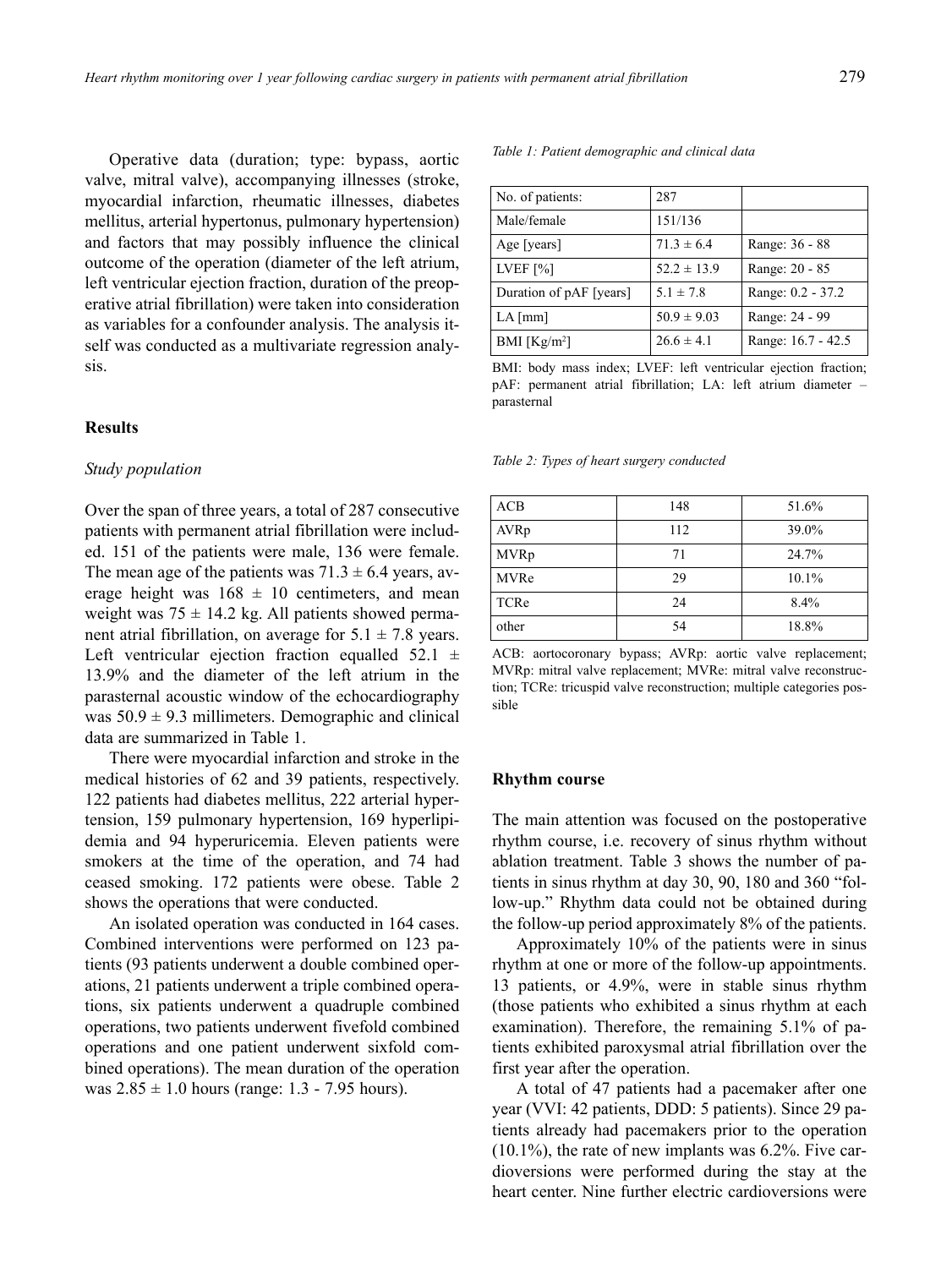Operative data (duration; type: bypass, aortic valve, mitral valve), accompanying illnesses (stroke, myocardial infarction, rheumatic illnesses, diabetes mellitus, arterial hypertonus, pulmonary hypertension) and factors that may possibly influence the clinical outcome of the operation (diameter of the left atrium, left ventricular ejection fraction, duration of the preoperative atrial fibrillation) were taken into consideration as variables for a confounder analysis. The analysis itself was conducted as a multivariate regression analysis.

## Results

### *Study population*

Over the span of three years, a total of 287 consecutive patients with permanent atrial fibrillation were included. 151 of the patients were male, 136 were female. The mean age of the patients was $71.3 \pm 6.4$ years, average height was $168 \pm 10$ centimeters, and mean weight was $75 \pm 14.2$ kg. All patients showed permanent atrial fibrillation, on average for $5.1 \pm 7.8$ years. Left ventricular ejection fraction equalled $52.1 \pm 13.9$% and the diameter of the left atrium in the parasternal acoustic window of the echocardiography was $50.9 \pm 9.3$ millimeters. Demographic and clinical data are summarized in Table 1.

There were myocardial infarction and stroke in the medical histories of 62 and 39 patients, respectively. 122 patients had diabetes mellitus, 222 arterial hypertension, 159 pulmonary hypertension, 169 hyperlipidemia and 94 hyperuricemia. Eleven patients were smokers at the time of the operation, and 74 had ceased smoking. 172 patients were obese. Table 2 shows the operations that were conducted.

An isolated operation was conducted in 164 cases. Combined interventions were performed on 123 patients (93 patients underwent a double combined operations, 21 patients underwent a triple combined operations, six patients underwent a quadruple combined operations, two patients underwent fivefold combined operations and one patient underwent sixfold combined operations). The mean duration of the operation was $2.85 \pm 1.0$ hours (range: 1.3 - 7.95 hours).

*Table 1: Patient demographic and clinical data*

| No. of patients: | 287 | |
|---|---|---|
| Male/female | 151/136 | |
| Age [years] | $71.3 \pm 6.4$ | Range: 36 - 88 |
| LVEF [%] | $52.2 \pm 13.9$ | Range: 20 - 85 |
| Duration of pAF [years] | $5.1 \pm 7.8$ | Range: 0.2 - 37.2 |
| LA [mm] | $50.9 \pm 9.03$ | Range: 24 - 99 |
| BMI [$Kg/m^2$] | $26.6 \pm 4.1$ | Range: 16.7 - 42.5 |

BMI: body mass index; LVEF: left ventricular ejection fraction; pAF: permanent atrial fibrillation; LA: left atrium diameter – parasternal

*Table 2: Types of heart surgery conducted*

| ACB | 148 | 51.6% |
|---|---|---|
| AVRp | 112 | 39.0% |
| MVRp | 71 | 24.7% |
| MVRe | 29 | 10.1% |
| TCRe | 24 | 8.4% |
| other | 54 | 18.8% |

ACB: aortocoronary bypass; AVRp: aortic valve replacement; MVRp: mitral valve replacement; MVRe: mitral valve reconstruction; TCRe: tricuspid valve reconstruction; multiple categories possible

## Rhythm course

The main attention was focused on the postoperative rhythm course, i.e. recovery of sinus rhythm without ablation treatment. Table 3 shows the number of patients in sinus rhythm at day 30, 90, 180 and 360 "follow-up." Rhythm data could not be obtained during the follow-up period approximately 8% of the patients.

Approximately 10% of the patients were in sinus rhythm at one or more of the follow-up appointments. 13 patients, or 4.9%, were in stable sinus rhythm (those patients who exhibited a sinus rhythm at each examination). Therefore, the remaining 5.1% of patients exhibited paroxysmal atrial fibrillation over the first year after the operation.

A total of 47 patients had a pacemaker after one year (VVI: 42 patients, DDD: 5 patients). Since 29 patients already had pacemakers prior to the operation (10.1%), the rate of new implants was 6.2%. Five cardioversions were performed during the stay at the heart center. Nine further electric cardioversions were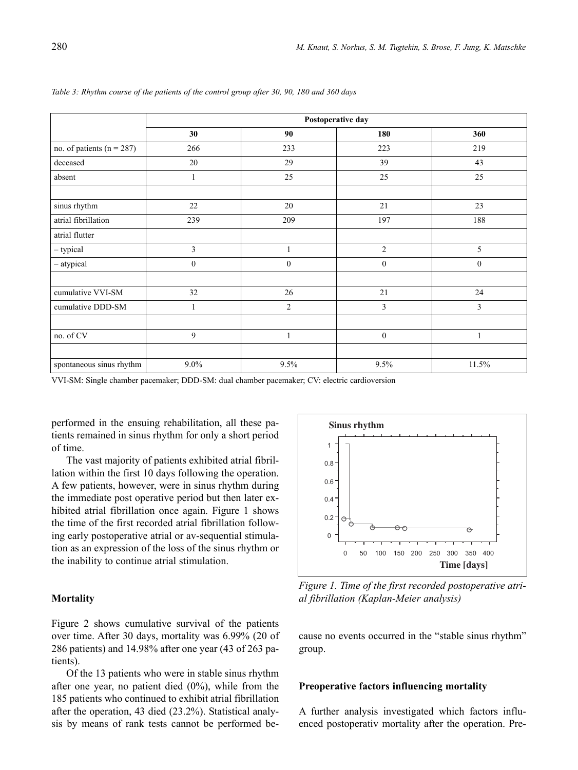*Table 3: Rhythm course of the patients of the control group after 30, 90, 180 and 360 days*

| | Postoperative day | | | |
|---|---|---|---|---|
| | **30** | **90** | **180** | **360** |
| no. of patients (n = 287) | 266 | 233 | 223 | 219 |
| deceased | 20 | 29 | 39 | 43 |
| absent | 1 | 25 | 25 | 25 |
| | | | | |
| sinus rhythm | 22 | 20 | 21 | 23 |
| atrial fibrillation | 239 | 209 | 197 | 188 |
| atrial flutter | | | | |
| – typical | 3 | 1 | 2 | 5 |
| – atypical | 0 | 0 | 0 | 0 |
| | | | | |
| cumulative VVI-SM | 32 | 26 | 21 | 24 |
| cumulative DDD-SM | 1 | 2 | 3 | 3 |
| | | | | |
| no. of CV | 9 | 1 | 0 | 1 |
| | | | | |
| spontaneous sinus rhythm | 9.0% | 9.5% | 9.5% | 11.5% |

VVI-SM: Single chamber pacemaker; DDD-SM: dual chamber pacemaker; CV: electric cardioversion

performed in the ensuing rehabilitation, all these patients remained in sinus rhythm for only a short period of time.

The vast majority of patients exhibited atrial fibrillation within the first 10 days following the operation. A few patients, however, were in sinus rhythm during the immediate post operative period but then later exhibited atrial fibrillation once again. Figure 1 shows the time of the first recorded atrial fibrillation following early postoperative atrial or av-sequential stimulation as an expression of the loss of the sinus rhythm or the inability to continue atrial stimulation.

*Figure 1. Time of the first recorded postoperative atrial fibrillation (Kaplan-Meier analysis)*

### Mortality

Figure 2 shows cumulative survival of the patients over time. After 30 days, mortality was 6.99% (20 of 286 patients) and 14.98% after one year (43 of 263 patients).

Of the 13 patients who were in stable sinus rhythm after one year, no patient died (0%), while from the 185 patients who continued to exhibit atrial fibrillation after the operation, 43 died (23.2%). Statistical analysis by means of rank tests cannot be performed because no events occurred in the "stable sinus rhythm" group.

### Preoperative factors influencing mortality

A further analysis investigated which factors influenced postoperativ mortality after the operation. Pre-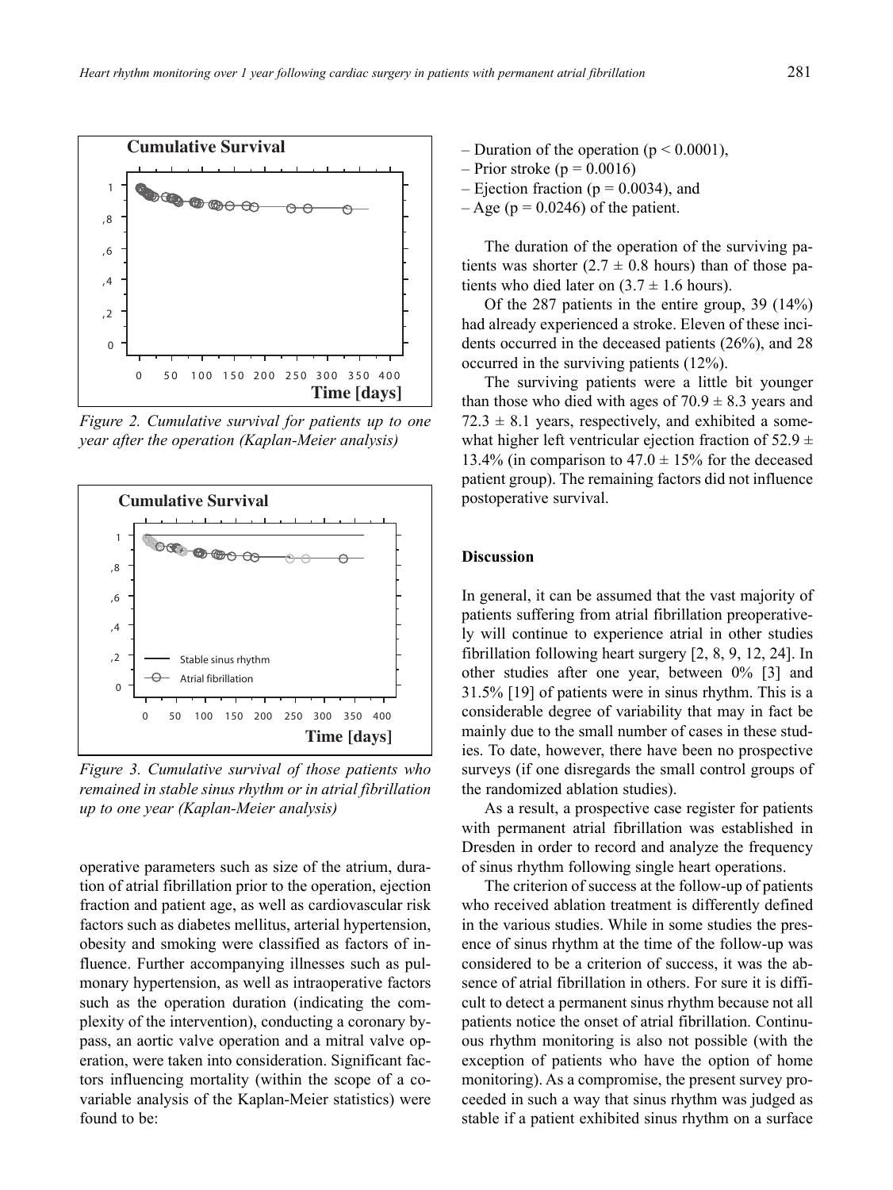Figure 2. Cumulative survival for patients up to one year after the operation (Kaplan-Meier analysis)

Figure 3. Cumulative survival of those patients who remained in stable sinus rhythm or in atrial fibrillation up to one year (Kaplan-Meier analysis)

operative parameters such as size of the atrium, duration of atrial fibrillation prior to the operation, ejection fraction and patient age, as well as cardiovascular risk factors such as diabetes mellitus, arterial hypertension, obesity and smoking were classified as factors of influence. Further accompanying illnesses such as pulmonary hypertension, as well as intraoperative factors such as the operation duration (indicating the complexity of the intervention), conducting a coronary bypass, an aortic valve operation and a mitral valve operation, were taken into consideration. Significant factors influencing mortality (within the scope of a covariable analysis of the Kaplan-Meier statistics) were found to be:

- Duration of the operation ($p < 0.0001$),
- Prior stroke ($p = 0.0016$)
- Ejection fraction ($p = 0.0034$), and
- Age ($p = 0.0246$) of the patient.

The duration of the operation of the surviving patients was shorter ($2.7 \pm 0.8$ hours) than of those patients who died later on ($3.7 \pm 1.6$ hours).

Of the 287 patients in the entire group, 39 (14%) had already experienced a stroke. Eleven of these incidents occurred in the deceased patients (26%), and 28 occurred in the surviving patients (12%).

The surviving patients were a little bit younger than those who died with ages of $70.9 \pm 8.3$ years and $72.3 \pm 8.1$ years, respectively, and exhibited a somewhat higher left ventricular ejection fraction of $52.9 \pm 13.4\%$ (in comparison to $47.0 \pm 15\%$ for the deceased patient group). The remaining factors did not influence postoperative survival.

## Discussion

In general, it can be assumed that the vast majority of patients suffering from atrial fibrillation preoperatively will continue to experience atrial in other studies fibrillation following heart surgery [2, 8, 9, 12, 24]. In other studies after one year, between 0% [3] and 31.5% [19] of patients were in sinus rhythm. This is a considerable degree of variability that may in fact be mainly due to the small number of cases in these studies. To date, however, there have been no prospective surveys (if one disregards the small control groups of the randomized ablation studies).

As a result, a prospective case register for patients with permanent atrial fibrillation was established in Dresden in order to record and analyze the frequency of sinus rhythm following single heart operations.

The criterion of success at the follow-up of patients who received ablation treatment is differently defined in the various studies. While in some studies the presence of sinus rhythm at the time of the follow-up was considered to be a criterion of success, it was the absence of atrial fibrillation in others. For sure it is difficult to detect a permanent sinus rhythm because not all patients notice the onset of atrial fibrillation. Continuous rhythm monitoring is also not possible (with the exception of patients who have the option of home monitoring). As a compromise, the present survey proceeded in such a way that sinus rhythm was judged as stable if a patient exhibited sinus rhythm on a surface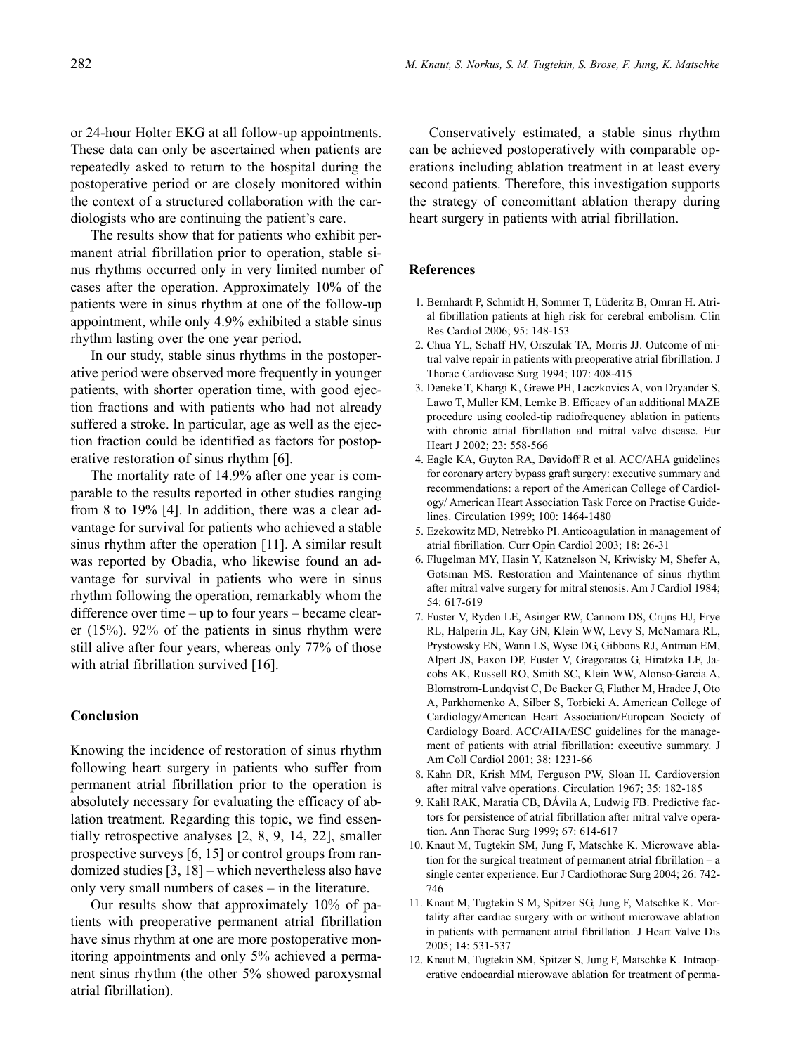or 24-hour Holter EKG at all follow-up appointments. These data can only be ascertained when patients are repeatedly asked to return to the hospital during the postoperative period or are closely monitored within the context of a structured collaboration with the cardiologists who are continuing the patient's care.

The results show that for patients who exhibit permanent atrial fibrillation prior to operation, stable sinus rhythms occurred only in very limited number of cases after the operation. Approximately 10% of the patients were in sinus rhythm at one of the follow-up appointment, while only 4.9% exhibited a stable sinus rhythm lasting over the one year period.

In our study, stable sinus rhythms in the postoperative period were observed more frequently in younger patients, with shorter operation time, with good ejection fractions and with patients who had not already suffered a stroke. In particular, age as well as the ejection fraction could be identified as factors for postoperative restoration of sinus rhythm [6].

The mortality rate of 14.9% after one year is comparable to the results reported in other studies ranging from 8 to 19% [4]. In addition, there was a clear advantage for survival for patients who achieved a stable sinus rhythm after the operation [11]. A similar result was reported by Obadia, who likewise found an advantage for survival in patients who were in sinus rhythm following the operation, remarkably whom the difference over time – up to four years – became clearer (15%). 92% of the patients in sinus rhythm were still alive after four years, whereas only 77% of those with atrial fibrillation survived [16].

## Conclusion

Knowing the incidence of restoration of sinus rhythm following heart surgery in patients who suffer from permanent atrial fibrillation prior to the operation is absolutely necessary for evaluating the efficacy of ablation treatment. Regarding this topic, we find essentially retrospective analyses [2, 8, 9, 14, 22], smaller prospective surveys [6, 15] or control groups from randomized studies [3, 18] – which nevertheless also have only very small numbers of cases – in the literature.

Our results show that approximately 10% of patients with preoperative permanent atrial fibrillation have sinus rhythm at one are more postoperative monitoring appointments and only 5% achieved a permanent sinus rhythm (the other 5% showed paroxysmal atrial fibrillation).

Conservatively estimated, a stable sinus rhythm can be achieved postoperatively with comparable operations including ablation treatment in at least every second patients. Therefore, this investigation supports the strategy of concomittant ablation therapy during heart surgery in patients with atrial fibrillation.

## References

1. Bernhardt P, Schmidt H, Sommer T, Lüderitz B, Omran H. Atrial fibrillation patients at high risk for cerebral embolism. Clin Res Cardiol 2006; 95: 148-153
2. Chua YL, Schaff HV, Orszulak TA, Morris JJ. Outcome of mitral valve repair in patients with preoperative atrial fibrillation. J Thorac Cardiovasc Surg 1994; 107: 408-415
3. Deneke T, Khargi K, Grewe PH, Laczkovics A, von Dryander S, Lawo T, Muller KM, Lemke B. Efficacy of an additional MAZE procedure using cooled-tip radiofrequency ablation in patients with chronic atrial fibrillation and mitral valve disease. Eur Heart J 2002; 23: 558-566
4. Eagle KA, Guyton RA, Davidoff R et al. ACC/AHA guidelines for coronary artery bypass graft surgery: executive summary and recommendations: a report of the American College of Cardiology/ American Heart Association Task Force on Practise Guidelines. Circulation 1999; 100: 1464-1480
5. Ezekowitz MD, Netrebko PI. Anticoagulation in management of atrial fibrillation. Curr Opin Cardiol 2003; 18: 26-31
6. Flugelman MY, Hasin Y, Katznelson N, Kriwisky M, Shefer A, Gotsman MS. Restoration and Maintenance of sinus rhythm after mitral valve surgery for mitral stenosis. Am J Cardiol 1984; 54: 617-619
7. Fuster V, Ryden LE, Asinger RW, Cannom DS, Crijns HJ, Frye RL, Halperin JL, Kay GN, Klein WW, Levy S, McNamara RL, Prystowsky EN, Wann LS, Wyse DG, Gibbons RJ, Antman EM, Alpert JS, Faxon DP, Fuster V, Gregoratos G, Hiratzka LF, Jacobs AK, Russell RO, Smith SC, Klein WW, Alonso-Garcia A, Blomstrom-Lundqvist C, De Backer G, Flather M, Hradec J, Oto A, Parkhomenko A, Silber S, Torbicki A. American College of Cardiology/American Heart Association/European Society of Cardiology Board. ACC/AHA/ESC guidelines for the management of patients with atrial fibrillation: executive summary. J Am Coll Cardiol 2001; 38: 1231-66
8. Kahn DR, Krish MM, Ferguson PW, Sloan H. Cardioversion after mitral valve operations. Circulation 1967; 35: 182-185
9. Kalil RAK, Maratia CB, DÁvila A, Ludwig FB. Predictive factors for persistence of atrial fibrillation after mitral valve operation. Ann Thorac Surg 1999; 67: 614-617
10. Knaut M, Tugtekin SM, Jung F, Matschke K. Microwave ablation for the surgical treatment of permanent atrial fibrillation – a single center experience. Eur J Cardiothorac Surg 2004; 26: 742-746
11. Knaut M, Tugtekin S M, Spitzer SG, Jung F, Matschke K. Mortality after cardiac surgery with or without microwave ablation in patients with permanent atrial fibrillation. J Heart Valve Dis 2005; 14: 531-537
12. Knaut M, Tugtekin SM, Spitzer S, Jung F, Matschke K. Intraoperative endocardial microwave ablation for treatment of perma-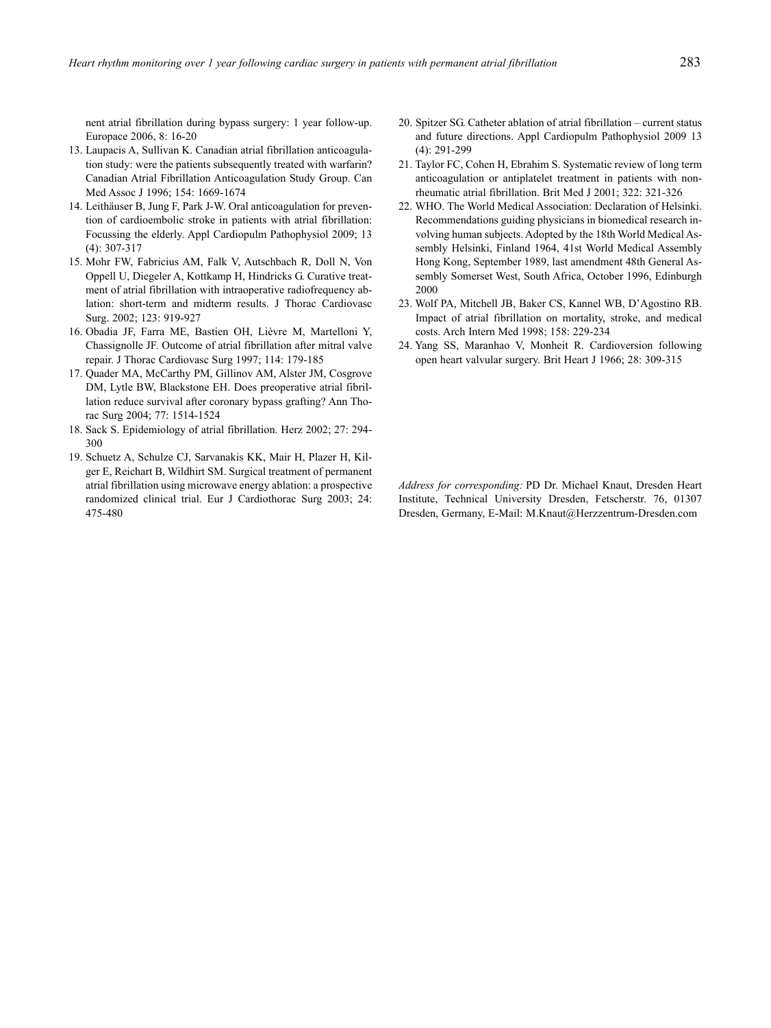nent atrial fibrillation during bypass surgery: 1 year follow-up. Europace 2006, 8: 16-20

13. Laupacis A, Sullivan K. Canadian atrial fibrillation anticoagulation study: were the patients subsequently treated with warfarin? Canadian Atrial Fibrillation Anticoagulation Study Group. Can Med Assoc J 1996; 154: 1669-1674
14. Leithäuser B, Jung F, Park J-W. Oral anticoagulation for prevention of cardioembolic stroke in patients with atrial fibrillation: Focussing the elderly. Appl Cardiopulm Pathophysiol 2009; 13 (4): 307-317
15. Mohr FW, Fabricius AM, Falk V, Autschbach R, Doll N, Von Oppell U, Diegeler A, Kottkamp H, Hindricks G. Curative treatment of atrial fibrillation with intraoperative radiofrequency ablation: short-term and midterm results. J Thorac Cardiovasc Surg. 2002; 123: 919-927
16. Obadia JF, Farra ME, Bastien OH, Lièvre M, Martelloni Y, Chassignolle JF. Outcome of atrial fibrillation after mitral valve repair. J Thorac Cardiovasc Surg 1997; 114: 179-185
17. Quader MA, McCarthy PM, Gillinov AM, Alster JM, Cosgrove DM, Lytle BW, Blackstone EH. Does preoperative atrial fibrillation reduce survival after coronary bypass grafting? Ann Thorac Surg 2004; 77: 1514-1524
18. Sack S. Epidemiology of atrial fibrillation. Herz 2002; 27: 294-300
19. Schuetz A, Schulze CJ, Sarvanakis KK, Mair H, Plazer H, Kilger E, Reichart B, Wildhirt SM. Surgical treatment of permanent atrial fibrillation using microwave energy ablation: a prospective randomized clinical trial. Eur J Cardiothorac Surg 2003; 24: 475-480
20. Spitzer SG. Catheter ablation of atrial fibrillation – current status and future directions. Appl Cardiopulm Pathophysiol 2009 13 (4): 291-299
21. Taylor FC, Cohen H, Ebrahim S. Systematic review of long term anticoagulation or antiplatelet treatment in patients with nonrheumatic atrial fibrillation. Brit Med J 2001; 322: 321-326
22. WHO. The World Medical Association: Declaration of Helsinki. Recommendations guiding physicians in biomedical research involving human subjects. Adopted by the 18th World Medical Assembly Helsinki, Finland 1964, 41st World Medical Assembly Hong Kong, September 1989, last amendment 48th General Assembly Somerset West, South Africa, October 1996, Edinburgh 2000
23. Wolf PA, Mitchell JB, Baker CS, Kannel WB, D'Agostino RB. Impact of atrial fibrillation on mortality, stroke, and medical costs. Arch Intern Med 1998; 158: 229-234
24. Yang SS, Maranhao V, Monheit R. Cardioversion following open heart valvular surgery. Brit Heart J 1966; 28: 309-315

*Address for corresponding:* PD Dr. Michael Knaut, Dresden Heart Institute, Technical University Dresden, Fetscherstr. 76, 01307 Dresden, Germany, E-Mail: M.Knaut@Herzzentrum-Dresden.com